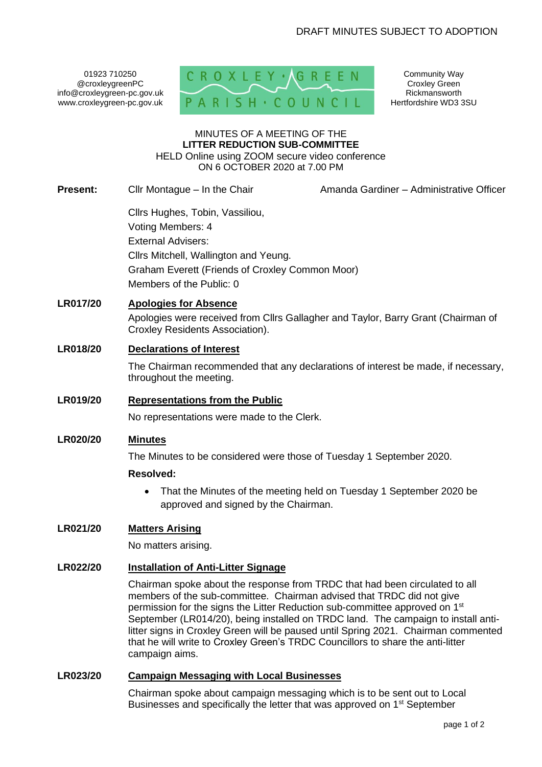DRAFT MINUTES SUBJECT TO ADOPTION

01923 710250
@croxleygreenPC
info@croxleygreen-pc.gov.uk
www.croxleygreen-pc.gov.uk

CROXLEY GREEN PARISH COUNCIL

Community Way
Croxley Green
Rickmansworth
Hertfordshire WD3 3SU

MINUTES OF A MEETING OF THE
**LITTER REDUCTION SUB-COMMITTEE**
HELD Online using ZOOM secure video conference
ON 6 OCTOBER 2020 at 7.00 PM

**Present:** Cllr Montague – In the Chair — Amanda Gardiner – Administrative Officer

Cllrs Hughes, Tobin, Vassiliou,
Voting Members: 4
External Advisers:
Cllrs Mitchell, Wallington and Yeung.
Graham Everett (Friends of Croxley Common Moor)
Members of the Public: 0

**LR017/20** **Apologies for Absence**

Apologies were received from Cllrs Gallagher and Taylor, Barry Grant (Chairman of Croxley Residents Association).

**LR018/20** **Declarations of Interest**

The Chairman recommended that any declarations of interest be made, if necessary, throughout the meeting.

**LR019/20** **Representations from the Public**

No representations were made to the Clerk.

**LR020/20** **Minutes**

The Minutes to be considered were those of Tuesday 1 September 2020.

**Resolved:**

- That the Minutes of the meeting held on Tuesday 1 September 2020 be approved and signed by the Chairman.

**LR021/20** **Matters Arising**

No matters arising.

**LR022/20** **Installation of Anti-Litter Signage**

Chairman spoke about the response from TRDC that had been circulated to all members of the sub-committee. Chairman advised that TRDC did not give permission for the signs the Litter Reduction sub-committee approved on 1st September (LR014/20), being installed on TRDC land. The campaign to install anti-litter signs in Croxley Green will be paused until Spring 2021. Chairman commented that he will write to Croxley Green's TRDC Councillors to share the anti-litter campaign aims.

**LR023/20** **Campaign Messaging with Local Businesses**

Chairman spoke about campaign messaging which is to be sent out to Local Businesses and specifically the letter that was approved on 1st September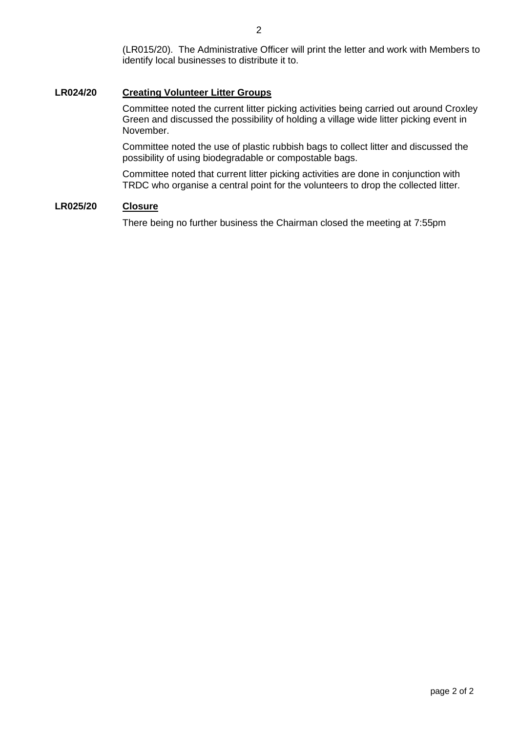(LR015/20). The Administrative Officer will print the letter and work with Members to identify local businesses to distribute it to.

**LR024/20** **Creating Volunteer Litter Groups**

Committee noted the current litter picking activities being carried out around Croxley Green and discussed the possibility of holding a village wide litter picking event in November.

Committee noted the use of plastic rubbish bags to collect litter and discussed the possibility of using biodegradable or compostable bags.

Committee noted that current litter picking activities are done in conjunction with TRDC who organise a central point for the volunteers to drop the collected litter.

**LR025/20** **Closure**

There being no further business the Chairman closed the meeting at 7:55pm